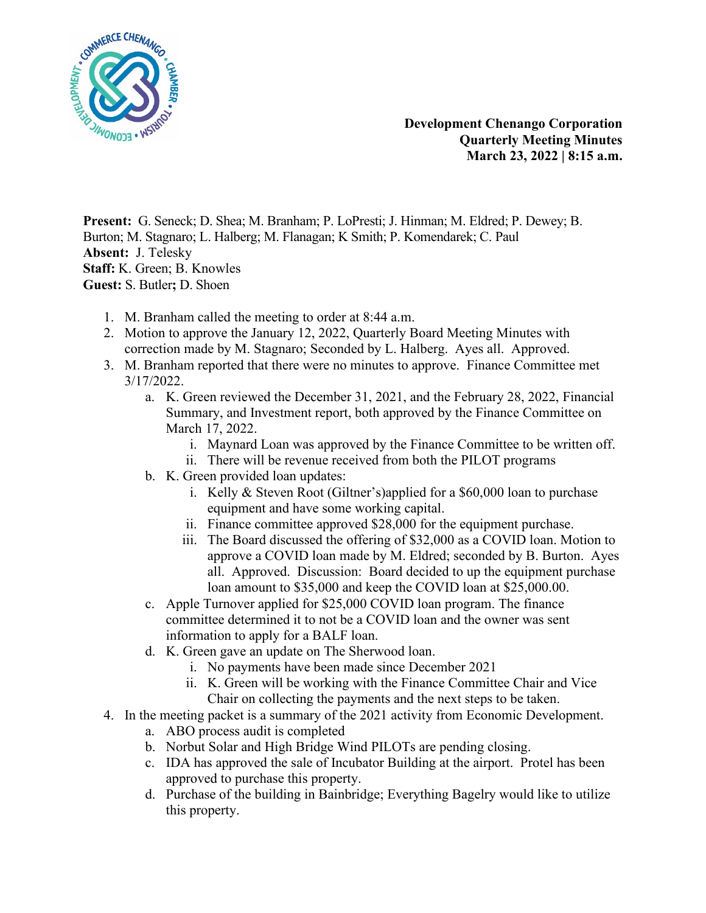**Development Chenango Corporation**
**Quarterly Meeting Minutes**
**March 23, 2022 | 8:15 a.m.**

**Present:** G. Seneck; D. Shea; M. Branham; P. LoPresti; J. Hinman; M. Eldred; P. Dewey; B. Burton; M. Stagnaro; L. Halberg; M. Flanagan; K Smith; P. Komendarek; C. Paul
**Absent:** J. Telesky
**Staff:** K. Green; B. Knowles
**Guest:** S. Butler**;** D. Shoen

1. M. Branham called the meeting to order at 8:44 a.m.
2. Motion to approve the January 12, 2022, Quarterly Board Meeting Minutes with correction made by M. Stagnaro; Seconded by L. Halberg. Ayes all. Approved.
3. M. Branham reported that there were no minutes to approve. Finance Committee met 3/17/2022.
   a. K. Green reviewed the December 31, 2021, and the February 28, 2022, Financial Summary, and Investment report, both approved by the Finance Committee on March 17, 2022.
      i. Maynard Loan was approved by the Finance Committee to be written off.
      ii. There will be revenue received from both the PILOT programs
   b. K. Green provided loan updates:
      i. Kelly & Steven Root (Giltner's)applied for a $60,000 loan to purchase equipment and have some working capital.
      ii. Finance committee approved $28,000 for the equipment purchase.
      iii. The Board discussed the offering of $32,000 as a COVID loan. Motion to approve a COVID loan made by M. Eldred; seconded by B. Burton. Ayes all. Approved. Discussion: Board decided to up the equipment purchase loan amount to $35,000 and keep the COVID loan at $25,000.00.
   c. Apple Turnover applied for $25,000 COVID loan program. The finance committee determined it to not be a COVID loan and the owner was sent information to apply for a BALF loan.
   d. K. Green gave an update on The Sherwood loan.
      i. No payments have been made since December 2021
      ii. K. Green will be working with the Finance Committee Chair and Vice Chair on collecting the payments and the next steps to be taken.
4. In the meeting packet is a summary of the 2021 activity from Economic Development.
   a. ABO process audit is completed
   b. Norbut Solar and High Bridge Wind PILOTs are pending closing.
   c. IDA has approved the sale of Incubator Building at the airport. Protel has been approved to purchase this property.
   d. Purchase of the building in Bainbridge; Everything Bagelry would like to utilize this property.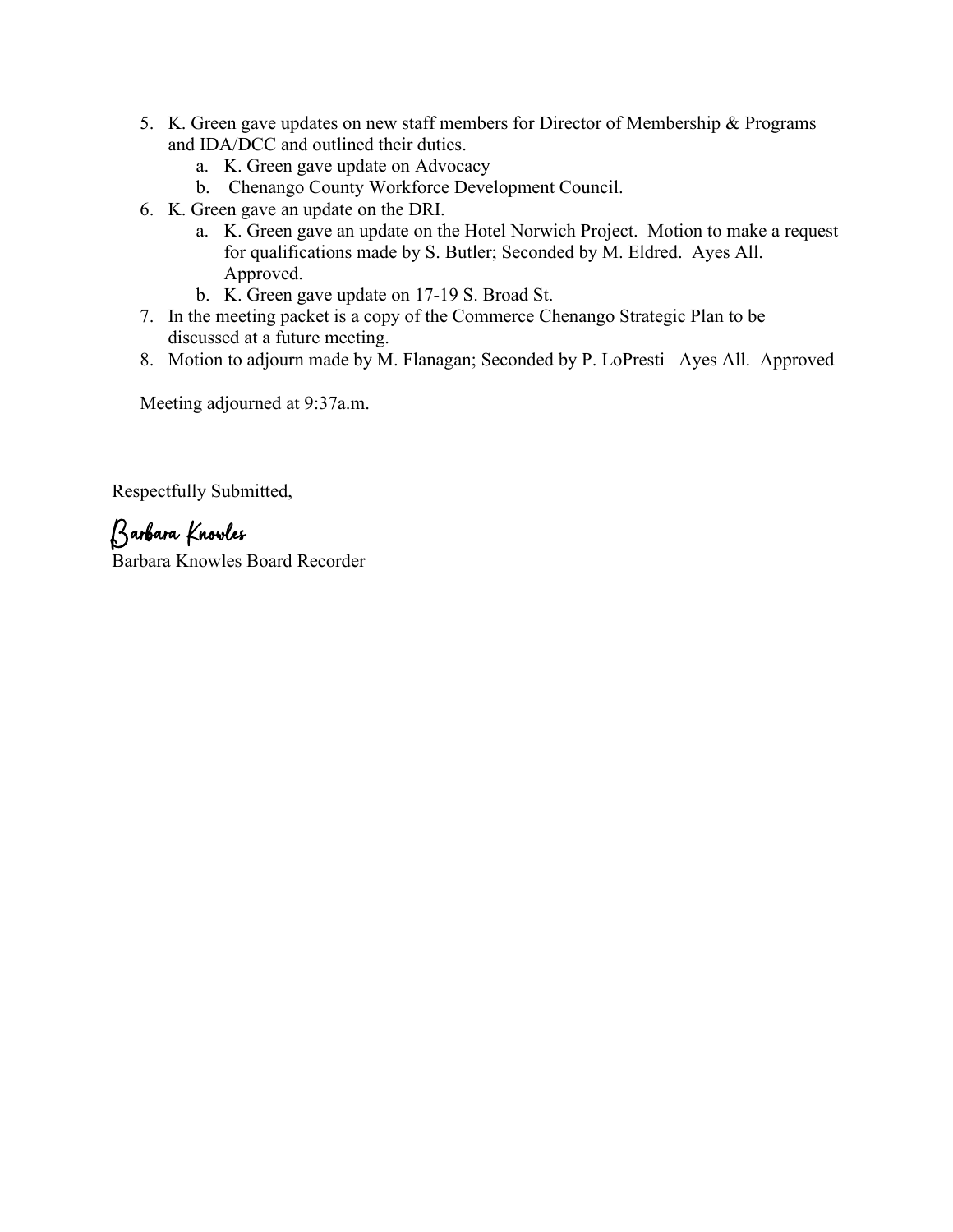5. K. Green gave updates on new staff members for Director of Membership & Programs and IDA/DCC and outlined their duties.
   a. K. Green gave update on Advocacy
   b. Chenango County Workforce Development Council.
6. K. Green gave an update on the DRI.
   a. K. Green gave an update on the Hotel Norwich Project. Motion to make a request for qualifications made by S. Butler; Seconded by M. Eldred. Ayes All. Approved.
   b. K. Green gave update on 17-19 S. Broad St.
7. In the meeting packet is a copy of the Commerce Chenango Strategic Plan to be discussed at a future meeting.
8. Motion to adjourn made by M. Flanagan; Seconded by P. LoPresti Ayes All. Approved

Meeting adjourned at 9:37a.m.

Respectfully Submitted,

Barbara Knowles

Barbara Knowles Board Recorder